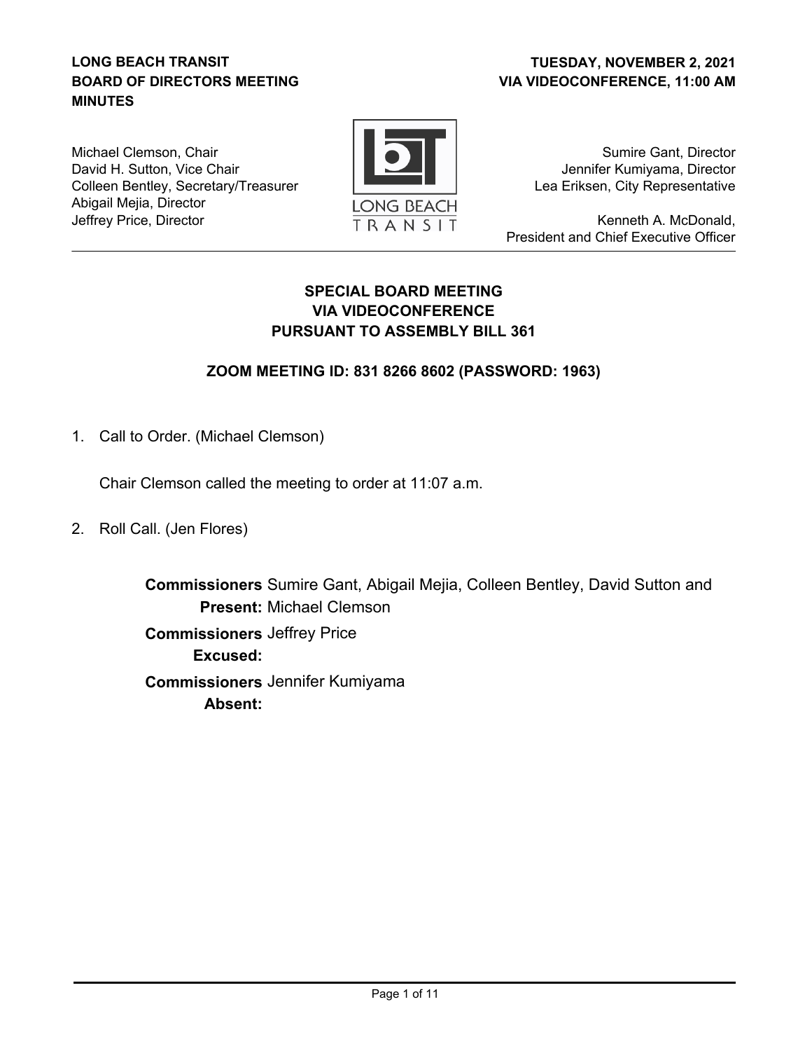**LONG BEACH TRANSIT BOARD OF DIRECTORS MEETING MINUTES**

**TUESDAY, NOVEMBER 2, 2021**
**VIA VIDEOCONFERENCE, 11:00 AM**

Michael Clemson, Chair
David H. Sutton, Vice Chair
Colleen Bentley, Secretary/Treasurer
Abigail Mejia, Director
Jeffrey Price, Director

Sumire Gant, Director
Jennifer Kumiyama, Director
Lea Eriksen, City Representative

Kenneth A. McDonald,
President and Chief Executive Officer

---

## SPECIAL BOARD MEETING
## VIA VIDEOCONFERENCE
## PURSUANT TO ASSEMBLY BILL 361

### ZOOM MEETING ID: 831 8266 8602 (PASSWORD: 1963)

1. Call to Order. (Michael Clemson)

   Chair Clemson called the meeting to order at 11:07 a.m.

2. Roll Call. (Jen Flores)

   **Commissioners Present:** Sumire Gant, Abigail Mejia, Colleen Bentley, David Sutton and Michael Clemson

   **Commissioners Excused:** Jeffrey Price

   **Commissioners Absent:** Jennifer Kumiyama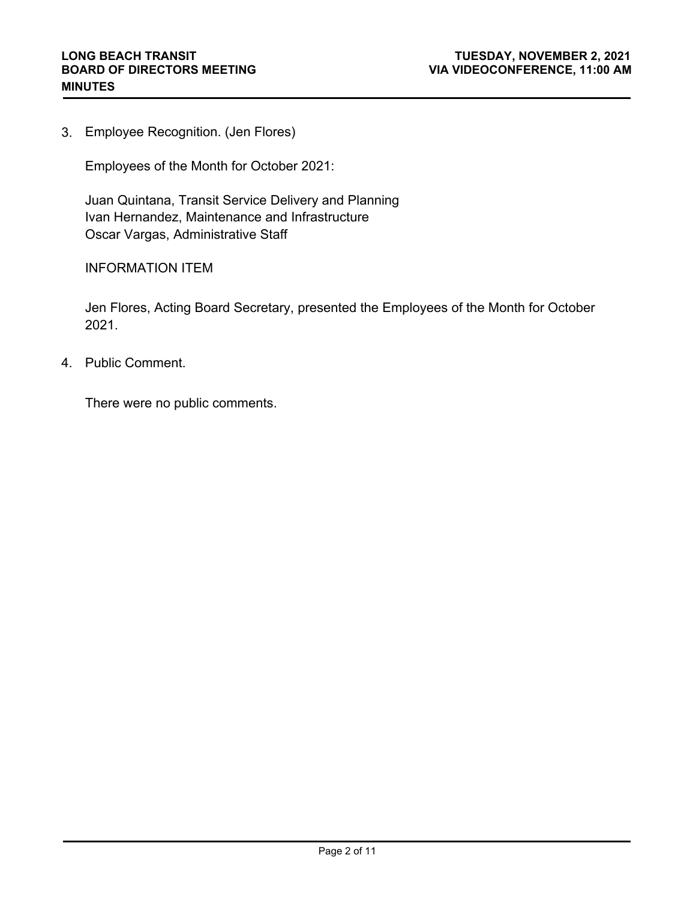3. Employee Recognition. (Jen Flores)

   Employees of the Month for October 2021:

   Juan Quintana, Transit Service Delivery and Planning
   Ivan Hernandez, Maintenance and Infrastructure
   Oscar Vargas, Administrative Staff

   INFORMATION ITEM

   Jen Flores, Acting Board Secretary, presented the Employees of the Month for October 2021.

4. Public Comment.

   There were no public comments.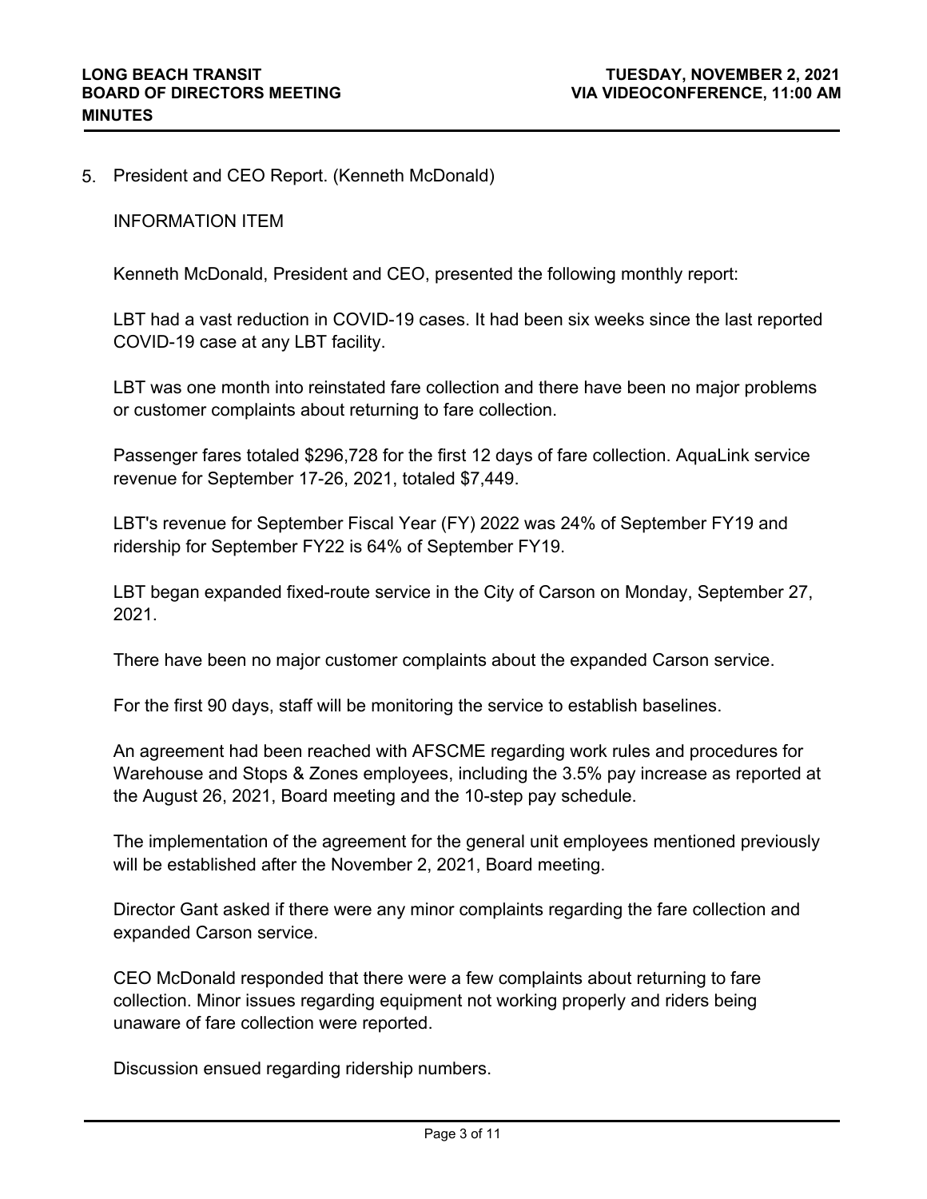5. President and CEO Report. (Kenneth McDonald)

   INFORMATION ITEM

   Kenneth McDonald, President and CEO, presented the following monthly report:

   LBT had a vast reduction in COVID-19 cases. It had been six weeks since the last reported COVID-19 case at any LBT facility.

   LBT was one month into reinstated fare collection and there have been no major problems or customer complaints about returning to fare collection.

   Passenger fares totaled $296,728 for the first 12 days of fare collection. AquaLink service revenue for September 17-26, 2021, totaled $7,449.

   LBT's revenue for September Fiscal Year (FY) 2022 was 24% of September FY19 and ridership for September FY22 is 64% of September FY19.

   LBT began expanded fixed-route service in the City of Carson on Monday, September 27, 2021.

   There have been no major customer complaints about the expanded Carson service.

   For the first 90 days, staff will be monitoring the service to establish baselines.

   An agreement had been reached with AFSCME regarding work rules and procedures for Warehouse and Stops & Zones employees, including the 3.5% pay increase as reported at the August 26, 2021, Board meeting and the 10-step pay schedule.

   The implementation of the agreement for the general unit employees mentioned previously will be established after the November 2, 2021, Board meeting.

   Director Gant asked if there were any minor complaints regarding the fare collection and expanded Carson service.

   CEO McDonald responded that there were a few complaints about returning to fare collection. Minor issues regarding equipment not working properly and riders being unaware of fare collection were reported.

   Discussion ensued regarding ridership numbers.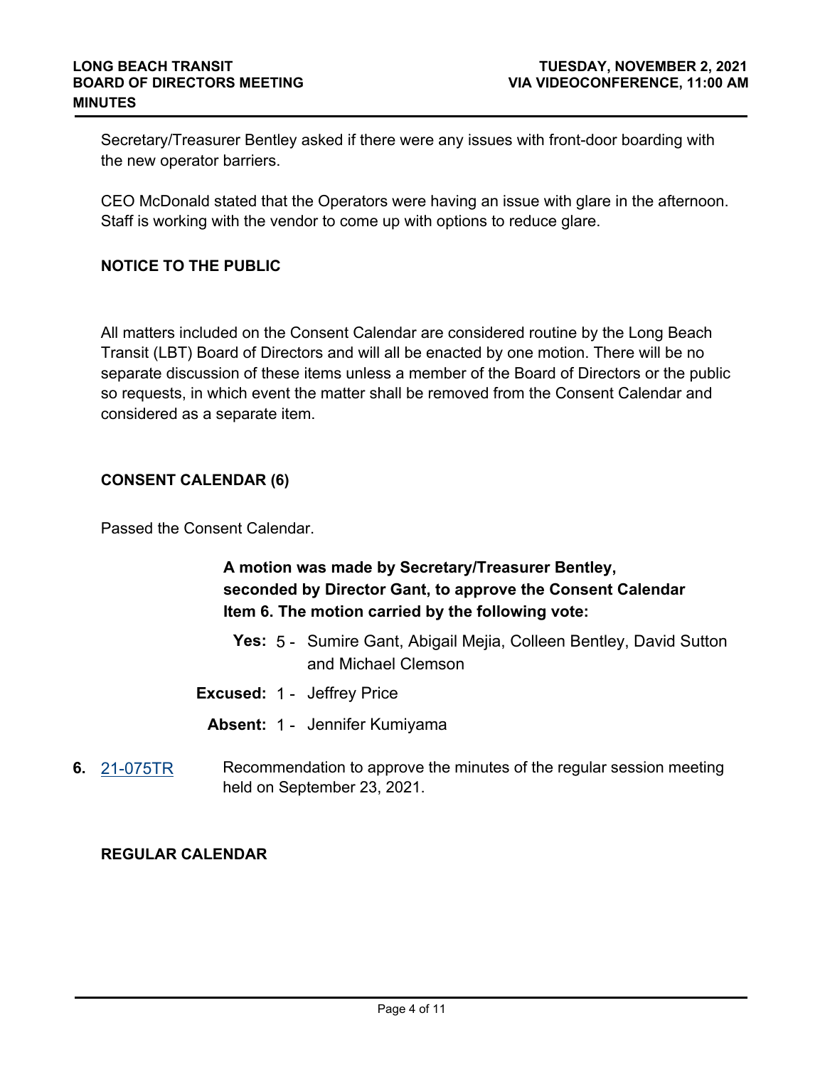Secretary/Treasurer Bentley asked if there were any issues with front-door boarding with the new operator barriers.

CEO McDonald stated that the Operators were having an issue with glare in the afternoon. Staff is working with the vendor to come up with options to reduce glare.

**NOTICE TO THE PUBLIC**

All matters included on the Consent Calendar are considered routine by the Long Beach Transit (LBT) Board of Directors and will all be enacted by one motion. There will be no separate discussion of these items unless a member of the Board of Directors or the public so requests, in which event the matter shall be removed from the Consent Calendar and considered as a separate item.

**CONSENT CALENDAR (6)**

Passed the Consent Calendar.

**A motion was made by Secretary/Treasurer Bentley, seconded by Director Gant, to approve the Consent Calendar Item 6. The motion carried by the following vote:**

**Yes:** 5 - Sumire Gant, Abigail Mejia, Colleen Bentley, David Sutton and Michael Clemson

**Excused:** 1 - Jeffrey Price

**Absent:** 1 - Jennifer Kumiyama

**6.** 21-075TR Recommendation to approve the minutes of the regular session meeting held on September 23, 2021.

**REGULAR CALENDAR**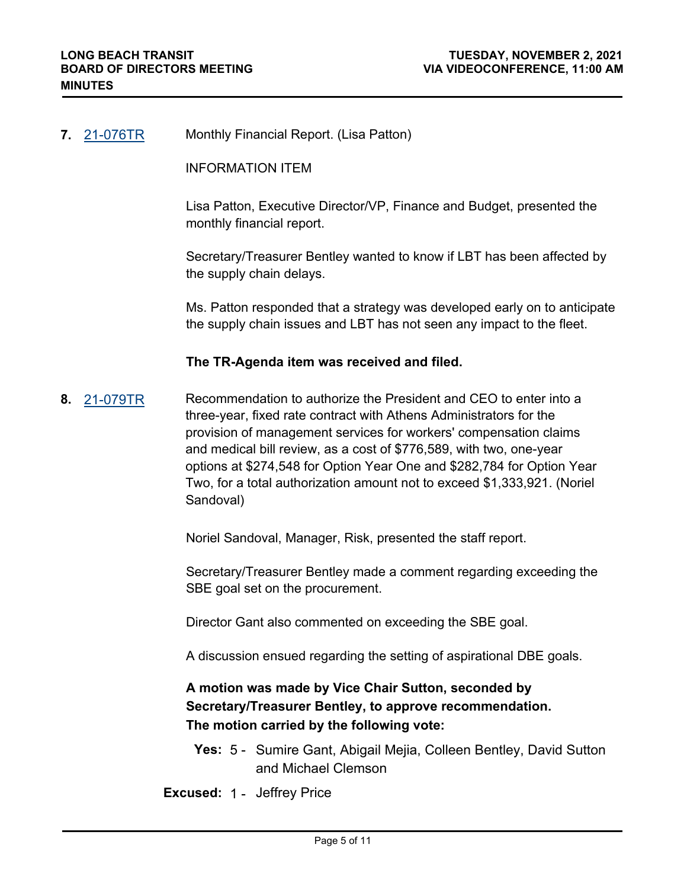**7.** 21-076TR Monthly Financial Report. (Lisa Patton)

INFORMATION ITEM

Lisa Patton, Executive Director/VP, Finance and Budget, presented the monthly financial report.

Secretary/Treasurer Bentley wanted to know if LBT has been affected by the supply chain delays.

Ms. Patton responded that a strategy was developed early on to anticipate the supply chain issues and LBT has not seen any impact to the fleet.

**The TR-Agenda item was received and filed.**

**8.** 21-079TR Recommendation to authorize the President and CEO to enter into a three-year, fixed rate contract with Athens Administrators for the provision of management services for workers' compensation claims and medical bill review, as a cost of $776,589, with two, one-year options at $274,548 for Option Year One and $282,784 for Option Year Two, for a total authorization amount not to exceed $1,333,921. (Noriel Sandoval)

Noriel Sandoval, Manager, Risk, presented the staff report.

Secretary/Treasurer Bentley made a comment regarding exceeding the SBE goal set on the procurement.

Director Gant also commented on exceeding the SBE goal.

A discussion ensued regarding the setting of aspirational DBE goals.

**A motion was made by Vice Chair Sutton, seconded by Secretary/Treasurer Bentley, to approve recommendation. The motion carried by the following vote:**

**Yes:** 5 - Sumire Gant, Abigail Mejia, Colleen Bentley, David Sutton and Michael Clemson

**Excused:** 1 - Jeffrey Price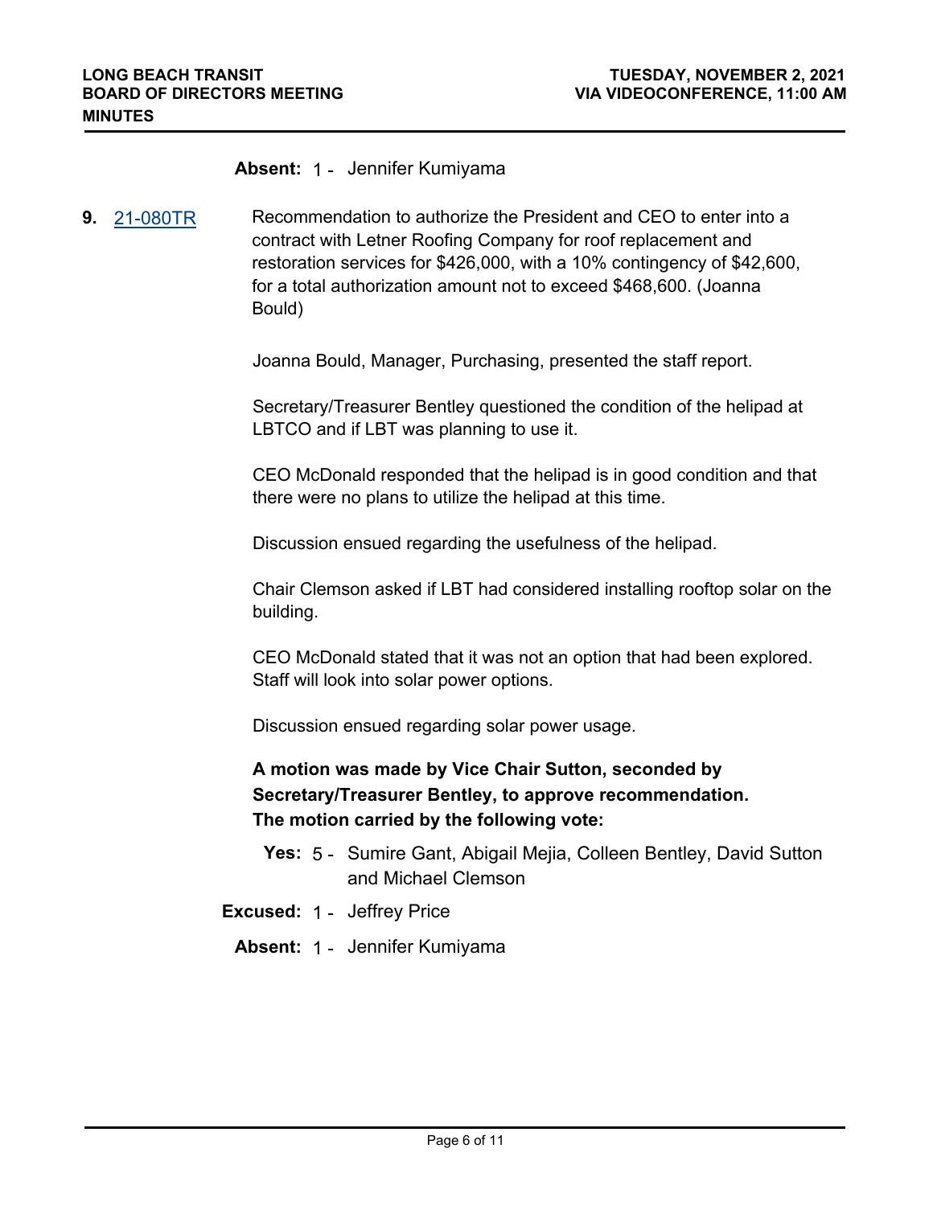**Absent:** 1 - Jennifer Kumiyama

**9.** 21-080TR

Recommendation to authorize the President and CEO to enter into a contract with Letner Roofing Company for roof replacement and restoration services for $426,000, with a 10% contingency of $42,600, for a total authorization amount not to exceed $468,600. (Joanna Bould)

Joanna Bould, Manager, Purchasing, presented the staff report.

Secretary/Treasurer Bentley questioned the condition of the helipad at LBTCO and if LBT was planning to use it.

CEO McDonald responded that the helipad is in good condition and that there were no plans to utilize the helipad at this time.

Discussion ensued regarding the usefulness of the helipad.

Chair Clemson asked if LBT had considered installing rooftop solar on the building.

CEO McDonald stated that it was not an option that had been explored. Staff will look into solar power options.

Discussion ensued regarding solar power usage.

**A motion was made by Vice Chair Sutton, seconded by Secretary/Treasurer Bentley, to approve recommendation. The motion carried by the following vote:**

**Yes:** 5 - Sumire Gant, Abigail Mejia, Colleen Bentley, David Sutton and Michael Clemson

**Excused:** 1 - Jeffrey Price

**Absent:** 1 - Jennifer Kumiyama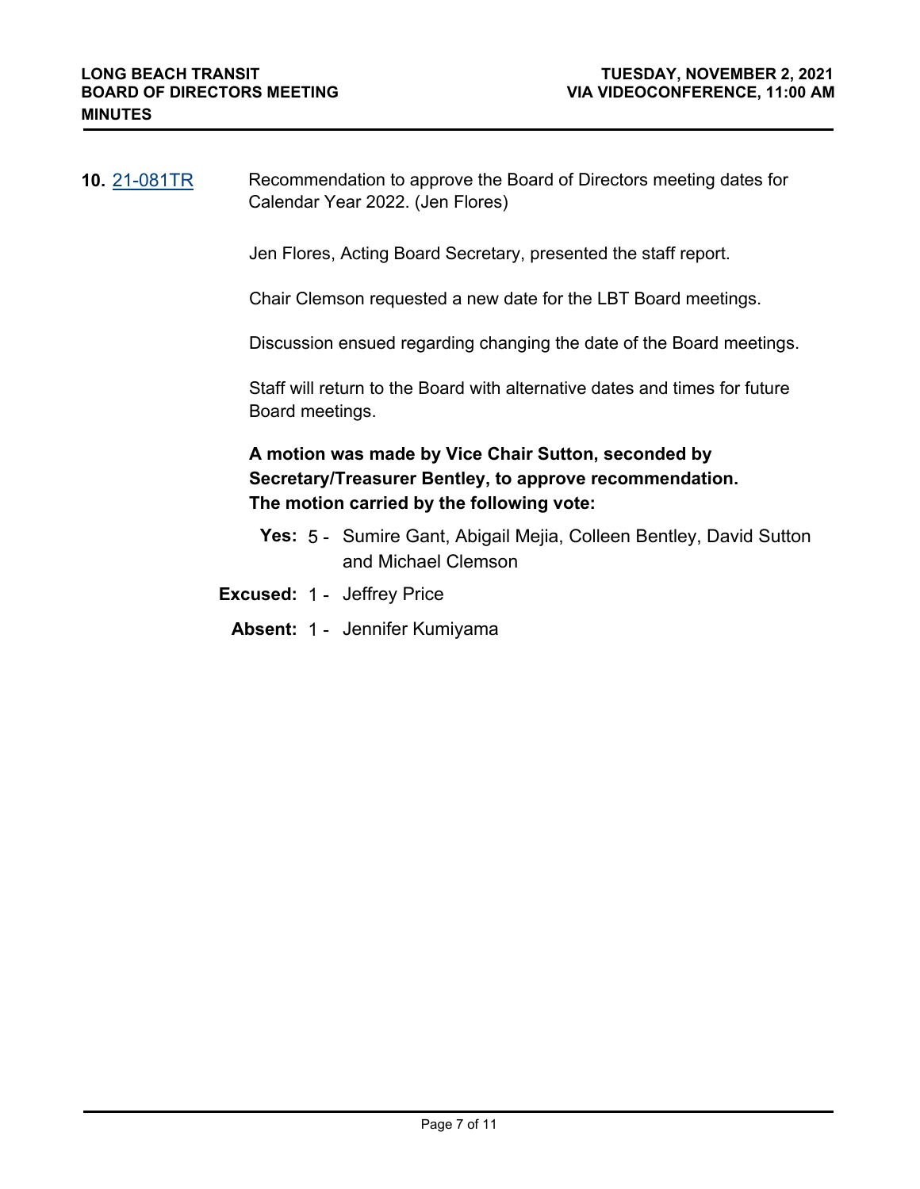**10.** 21-081TR Recommendation to approve the Board of Directors meeting dates for Calendar Year 2022. (Jen Flores)

Jen Flores, Acting Board Secretary, presented the staff report.

Chair Clemson requested a new date for the LBT Board meetings.

Discussion ensued regarding changing the date of the Board meetings.

Staff will return to the Board with alternative dates and times for future Board meetings.

**A motion was made by Vice Chair Sutton, seconded by Secretary/Treasurer Bentley, to approve recommendation. The motion carried by the following vote:**

**Yes:** 5 - Sumire Gant, Abigail Mejia, Colleen Bentley, David Sutton and Michael Clemson

**Excused:** 1 - Jeffrey Price

**Absent:** 1 - Jennifer Kumiyama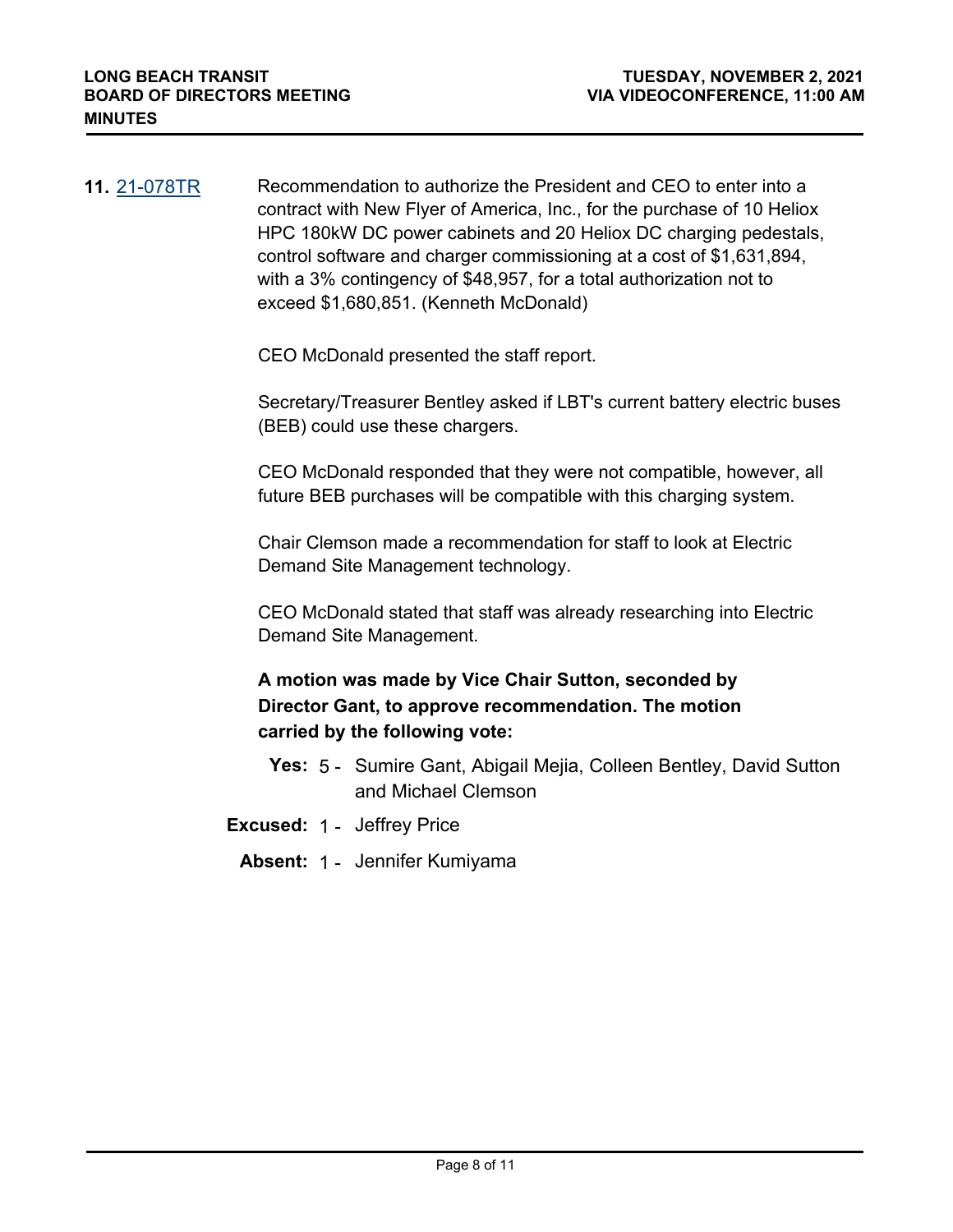**11.** 21-078TR Recommendation to authorize the President and CEO to enter into a contract with New Flyer of America, Inc., for the purchase of 10 Heliox HPC 180kW DC power cabinets and 20 Heliox DC charging pedestals, control software and charger commissioning at a cost of $1,631,894, with a 3% contingency of $48,957, for a total authorization not to exceed $1,680,851. (Kenneth McDonald)

CEO McDonald presented the staff report.

Secretary/Treasurer Bentley asked if LBT's current battery electric buses (BEB) could use these chargers.

CEO McDonald responded that they were not compatible, however, all future BEB purchases will be compatible with this charging system.

Chair Clemson made a recommendation for staff to look at Electric Demand Site Management technology.

CEO McDonald stated that staff was already researching into Electric Demand Site Management.

**A motion was made by Vice Chair Sutton, seconded by Director Gant, to approve recommendation. The motion carried by the following vote:**

**Yes:** 5 - Sumire Gant, Abigail Mejia, Colleen Bentley, David Sutton and Michael Clemson

**Excused:** 1 - Jeffrey Price

**Absent:** 1 - Jennifer Kumiyama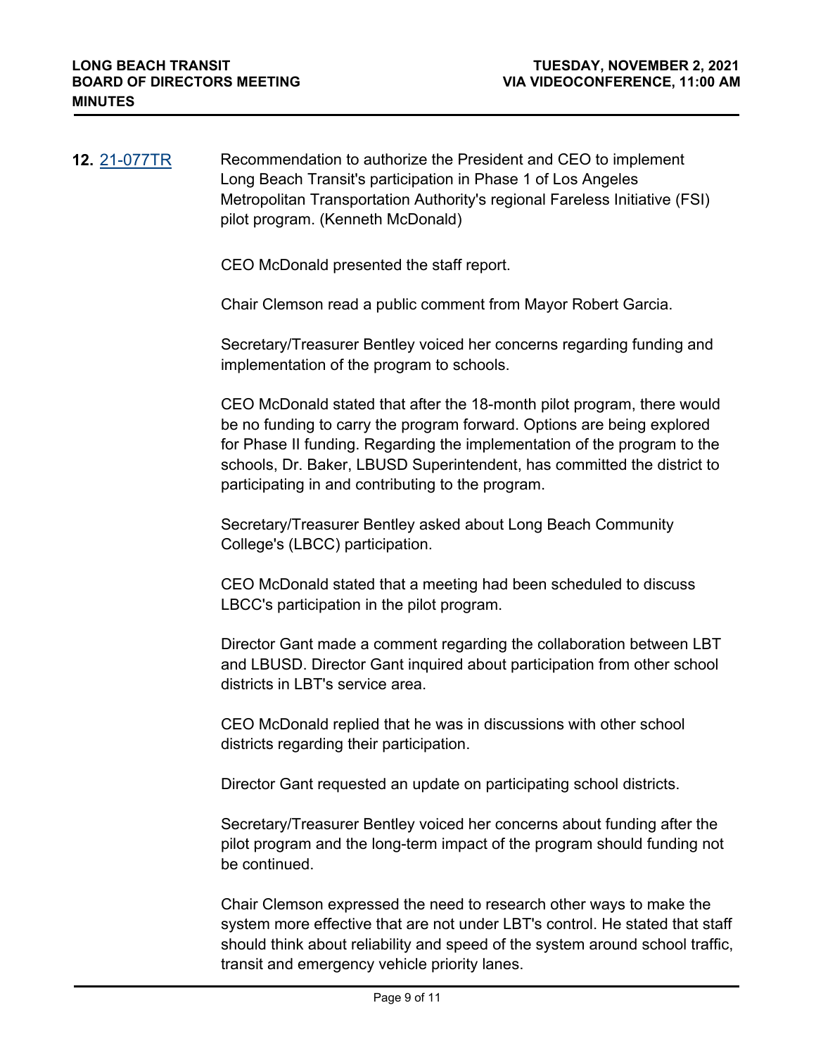**12.** [21-077TR](21-077TR) Recommendation to authorize the President and CEO to implement Long Beach Transit's participation in Phase 1 of Los Angeles Metropolitan Transportation Authority's regional Fareless Initiative (FSI) pilot program. (Kenneth McDonald)

CEO McDonald presented the staff report.

Chair Clemson read a public comment from Mayor Robert Garcia.

Secretary/Treasurer Bentley voiced her concerns regarding funding and implementation of the program to schools.

CEO McDonald stated that after the 18-month pilot program, there would be no funding to carry the program forward. Options are being explored for Phase II funding. Regarding the implementation of the program to the schools, Dr. Baker, LBUSD Superintendent, has committed the district to participating in and contributing to the program.

Secretary/Treasurer Bentley asked about Long Beach Community College's (LBCC) participation.

CEO McDonald stated that a meeting had been scheduled to discuss LBCC's participation in the pilot program.

Director Gant made a comment regarding the collaboration between LBT and LBUSD. Director Gant inquired about participation from other school districts in LBT's service area.

CEO McDonald replied that he was in discussions with other school districts regarding their participation.

Director Gant requested an update on participating school districts.

Secretary/Treasurer Bentley voiced her concerns about funding after the pilot program and the long-term impact of the program should funding not be continued.

Chair Clemson expressed the need to research other ways to make the system more effective that are not under LBT's control. He stated that staff should think about reliability and speed of the system around school traffic, transit and emergency vehicle priority lanes.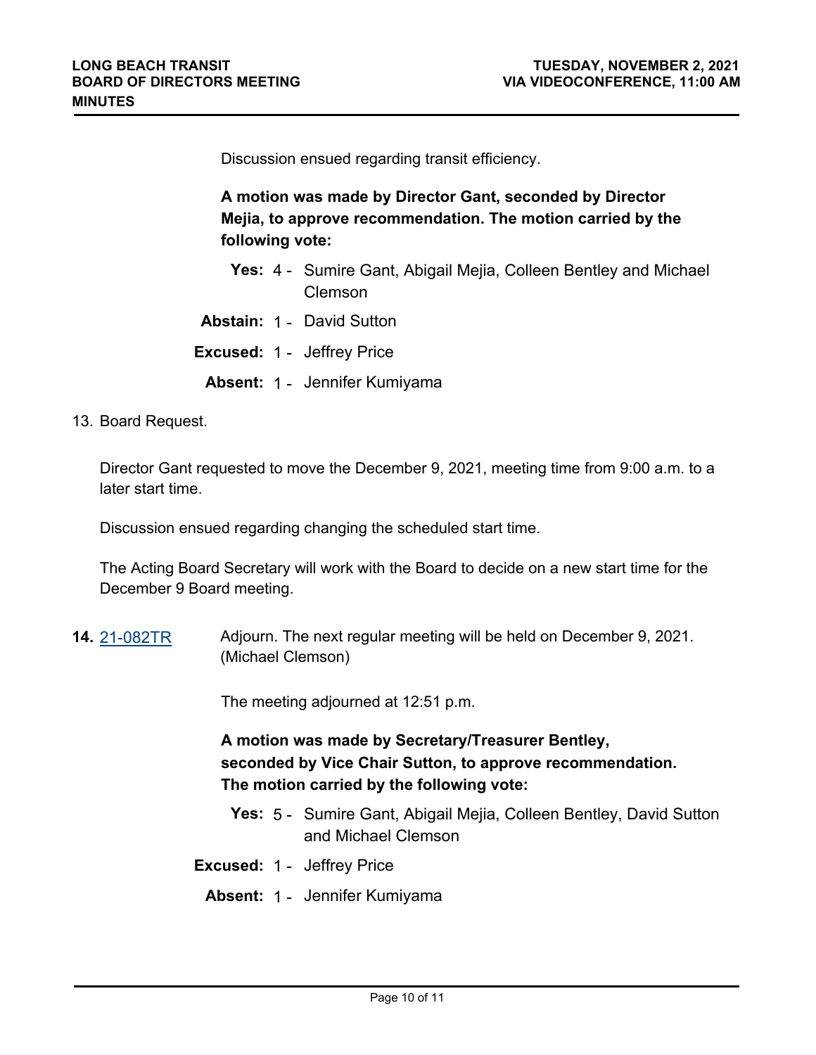Discussion ensued regarding transit efficiency.

**A motion was made by Director Gant, seconded by Director Mejia, to approve recommendation. The motion carried by the following vote:**

**Yes:** 4 - Sumire Gant, Abigail Mejia, Colleen Bentley and Michael Clemson

**Abstain:** 1 - David Sutton

**Excused:** 1 - Jeffrey Price

**Absent:** 1 - Jennifer Kumiyama

13. Board Request.

Director Gant requested to move the December 9, 2021, meeting time from 9:00 a.m. to a later start time.

Discussion ensued regarding changing the scheduled start time.

The Acting Board Secretary will work with the Board to decide on a new start time for the December 9 Board meeting.

**14.** 21-082TR Adjourn. The next regular meeting will be held on December 9, 2021. (Michael Clemson)

The meeting adjourned at 12:51 p.m.

**A motion was made by Secretary/Treasurer Bentley, seconded by Vice Chair Sutton, to approve recommendation. The motion carried by the following vote:**

**Yes:** 5 - Sumire Gant, Abigail Mejia, Colleen Bentley, David Sutton and Michael Clemson

**Excused:** 1 - Jeffrey Price

**Absent:** 1 - Jennifer Kumiyama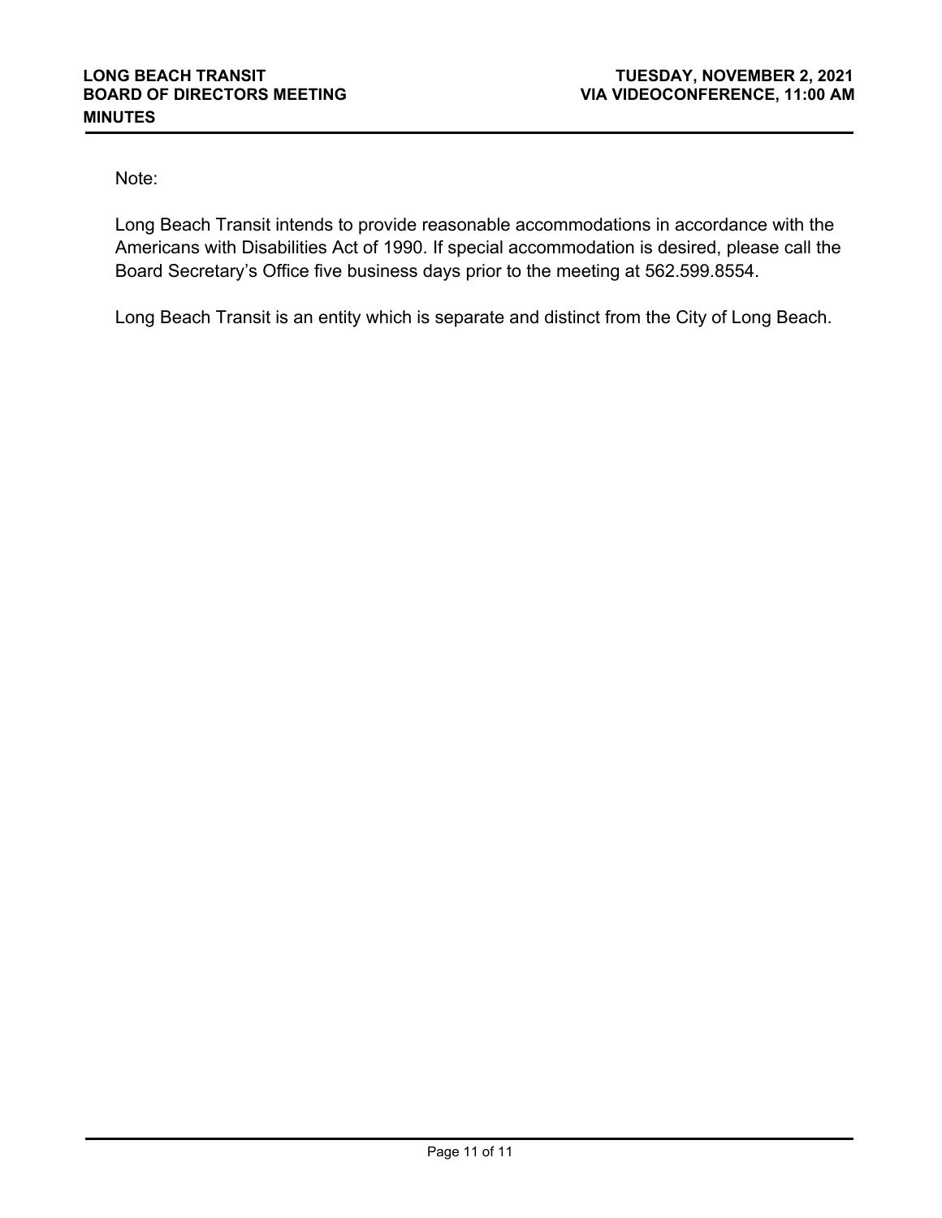Note:

Long Beach Transit intends to provide reasonable accommodations in accordance with the Americans with Disabilities Act of 1990. If special accommodation is desired, please call the Board Secretary's Office five business days prior to the meeting at 562.599.8554.

Long Beach Transit is an entity which is separate and distinct from the City of Long Beach.